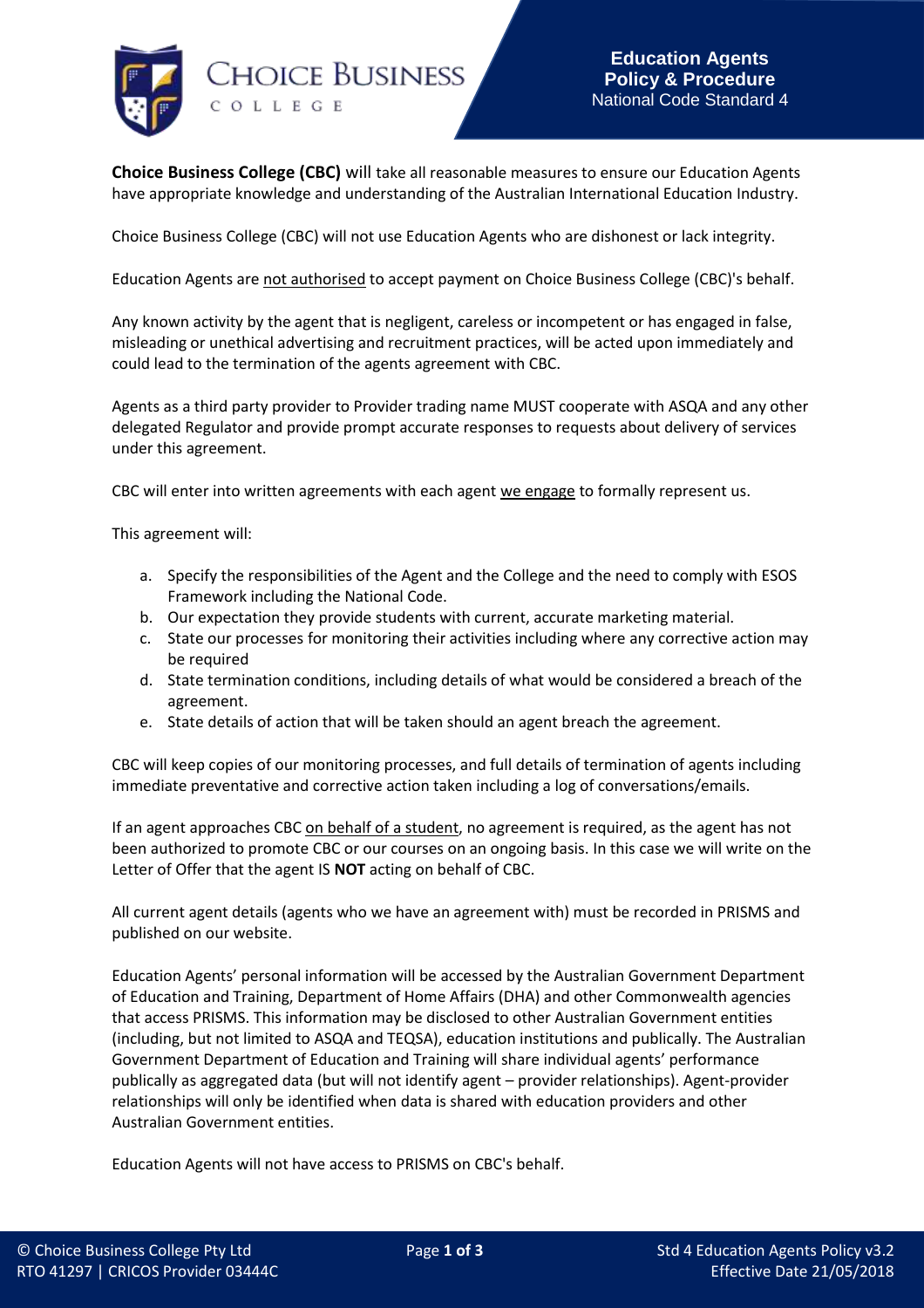# Education Agents Policy & Procedure

National Code Standard 4

**Choice Business College (CBC)** will take all reasonable measures to ensure our Education Agents have appropriate knowledge and understanding of the Australian International Education Industry.

Choice Business College (CBC) will not use Education Agents who are dishonest or lack integrity.

Education Agents are not authorised to accept payment on Choice Business College (CBC)'s behalf.

Any known activity by the agent that is negligent, careless or incompetent or has engaged in false, misleading or unethical advertising and recruitment practices, will be acted upon immediately and could lead to the termination of the agents agreement with CBC.

Agents as a third party provider to Provider trading name MUST cooperate with ASQA and any other delegated Regulator and provide prompt accurate responses to requests about delivery of services under this agreement.

CBC will enter into written agreements with each agent we engage to formally represent us.

This agreement will:

a. Specify the responsibilities of the Agent and the College and the need to comply with ESOS Framework including the National Code.
b. Our expectation they provide students with current, accurate marketing material.
c. State our processes for monitoring their activities including where any corrective action may be required
d. State termination conditions, including details of what would be considered a breach of the agreement.
e. State details of action that will be taken should an agent breach the agreement.

CBC will keep copies of our monitoring processes, and full details of termination of agents including immediate preventative and corrective action taken including a log of conversations/emails.

If an agent approaches CBC on behalf of a student, no agreement is required, as the agent has not been authorized to promote CBC or our courses on an ongoing basis. In this case we will write on the Letter of Offer that the agent IS **NOT** acting on behalf of CBC.

All current agent details (agents who we have an agreement with) must be recorded in PRISMS and published on our website.

Education Agents' personal information will be accessed by the Australian Government Department of Education and Training, Department of Home Affairs (DHA) and other Commonwealth agencies that access PRISMS. This information may be disclosed to other Australian Government entities (including, but not limited to ASQA and TEQSA), education institutions and publically. The Australian Government Department of Education and Training will share individual agents' performance publically as aggregated data (but will not identify agent – provider relationships). Agent-provider relationships will only be identified when data is shared with education providers and other Australian Government entities.

Education Agents will not have access to PRISMS on CBC's behalf.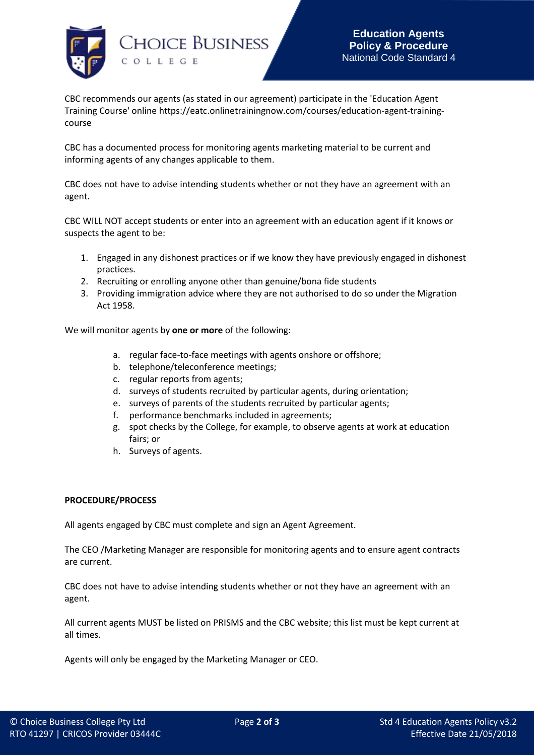CBC recommends our agents (as stated in our agreement) participate in the 'Education Agent Training Course' online https://eatc.onlinetrainingnow.com/courses/education-agent-training-course

CBC has a documented process for monitoring agents marketing material to be current and informing agents of any changes applicable to them.

CBC does not have to advise intending students whether or not they have an agreement with an agent.

CBC WILL NOT accept students or enter into an agreement with an education agent if it knows or suspects the agent to be:

1. Engaged in any dishonest practices or if we know they have previously engaged in dishonest practices.
2. Recruiting or enrolling anyone other than genuine/bona fide students
3. Providing immigration advice where they are not authorised to do so under the Migration Act 1958.

We will monitor agents by **one or more** of the following:

a. regular face-to-face meetings with agents onshore or offshore;
b. telephone/teleconference meetings;
c. regular reports from agents;
d. surveys of students recruited by particular agents, during orientation;
e. surveys of parents of the students recruited by particular agents;
f. performance benchmarks included in agreements;
g. spot checks by the College, for example, to observe agents at work at education fairs; or
h. Surveys of agents.

**PROCEDURE/PROCESS**

All agents engaged by CBC must complete and sign an Agent Agreement.

The CEO /Marketing Manager are responsible for monitoring agents and to ensure agent contracts are current.

CBC does not have to advise intending students whether or not they have an agreement with an agent.

All current agents MUST be listed on PRISMS and the CBC website; this list must be kept current at all times.

Agents will only be engaged by the Marketing Manager or CEO.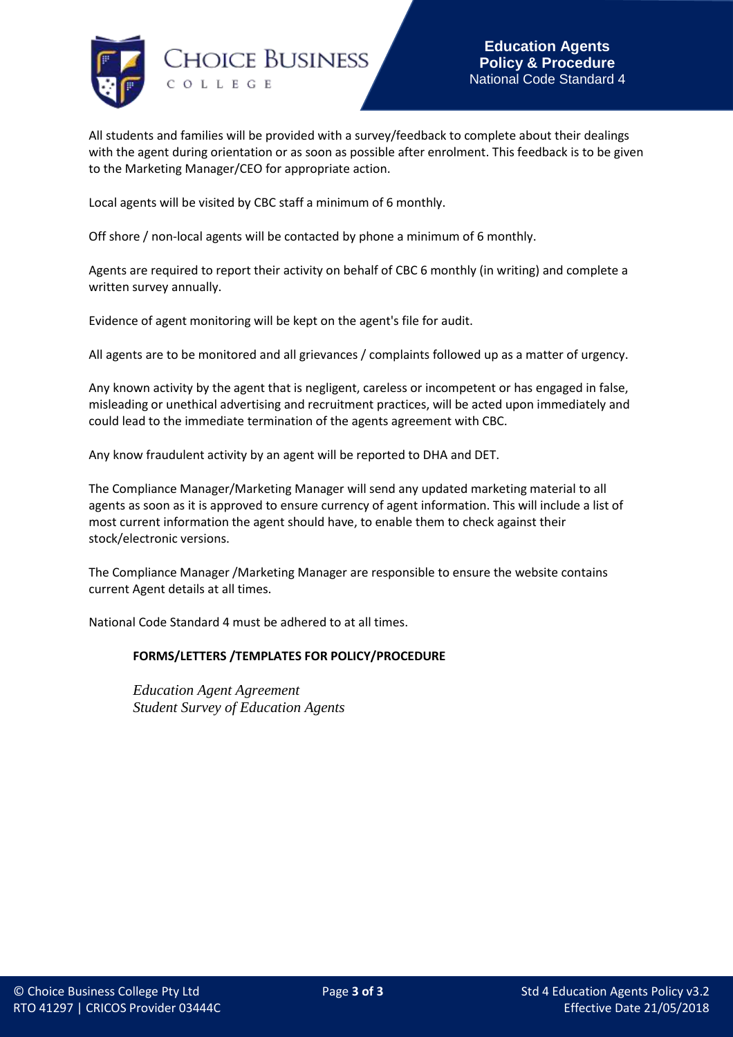All students and families will be provided with a survey/feedback to complete about their dealings with the agent during orientation or as soon as possible after enrolment. This feedback is to be given to the Marketing Manager/CEO for appropriate action.

Local agents will be visited by CBC staff a minimum of 6 monthly.

Off shore / non-local agents will be contacted by phone a minimum of 6 monthly.

Agents are required to report their activity on behalf of CBC 6 monthly (in writing) and complete a written survey annually.

Evidence of agent monitoring will be kept on the agent's file for audit.

All agents are to be monitored and all grievances / complaints followed up as a matter of urgency.

Any known activity by the agent that is negligent, careless or incompetent or has engaged in false, misleading or unethical advertising and recruitment practices, will be acted upon immediately and could lead to the immediate termination of the agents agreement with CBC.

Any know fraudulent activity by an agent will be reported to DHA and DET.

The Compliance Manager/Marketing Manager will send any updated marketing material to all agents as soon as it is approved to ensure currency of agent information. This will include a list of most current information the agent should have, to enable them to check against their stock/electronic versions.

The Compliance Manager /Marketing Manager are responsible to ensure the website contains current Agent details at all times.

National Code Standard 4 must be adhered to at all times.

**FORMS/LETTERS /TEMPLATES FOR POLICY/PROCEDURE**

*Education Agent Agreement*
*Student Survey of Education Agents*